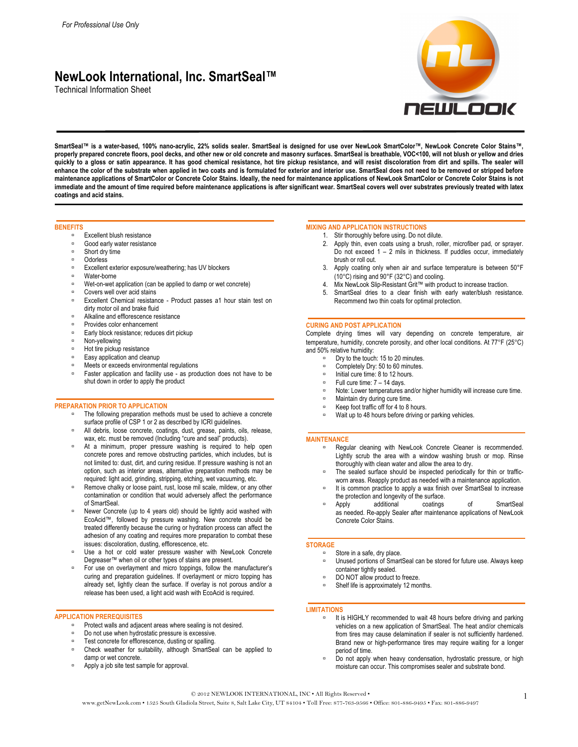*For Professional Use Only*

# NewLook International, Inc. SmartSeal™

Technical Information Sheet

**SmartSeal™ is a water-based, 100% nano-acrylic, 22% solids sealer. SmartSeal is designed for use over NewLook SmartColor™, NewLook Concrete Color Stains™, properly prepared concrete floors, pool decks, and other new or old concrete and masonry surfaces. SmartSeal is breathable, VOC<100, will not blush or yellow and dries quickly to a gloss or satin appearance. It has good chemical resistance, hot tire pickup resistance, and will resist discoloration from dirt and spills. The sealer will enhance the color of the substrate when applied in two coats and is formulated for exterior and interior use. SmartSeal does not need to be removed or stripped before maintenance applications of SmartColor or Concrete Color Stains. Ideally, the need for maintenance applications of NewLook SmartColor or Concrete Color Stains is not immediate and the amount of time required before maintenance applications is after significant wear. SmartSeal covers well over substrates previously treated with latex coatings and acid stains.**

## BENEFITS

- Excellent blush resistance
- Good early water resistance
- Short dry time
- Odorless
- Excellent exterior exposure/weathering; has UV blockers
- Water-borne
- Wet-on-wet application (can be applied to damp or wet concrete)
- Covers well over acid stains
- Excellent Chemical resistance - Product passes a1 hour stain test on dirty motor oil and brake fluid
- Alkaline and efflorescence resistance
- Provides color enhancement
- Early block resistance; reduces dirt pickup
- Non-yellowing
- Hot tire pickup resistance
- Easy application and cleanup
- Meets or exceeds environmental regulations
- Faster application and facility use - as production does not have to be shut down in order to apply the product

## PREPARATION PRIOR TO APPLICATION

- The following preparation methods must be used to achieve a concrete surface profile of CSP 1 or 2 as described by ICRI guidelines.
- All debris, loose concrete, coatings, dust, grease, paints, oils, release, wax, etc. must be removed (Including "cure and seal" products).
- At a minimum, proper pressure washing is required to help open concrete pores and remove obstructing particles, which includes, but is not limited to: dust, dirt, and curing residue. If pressure washing is not an option, such as interior areas, alternative preparation methods may be required: light acid, grinding, stripping, etching, wet vacuuming, etc.
- Remove chalky or loose paint, rust, loose mil scale, mildew, or any other contamination or condition that would adversely affect the performance of SmartSeal.
- Newer Concrete (up to 4 years old) should be lightly acid washed with EcoAcid™, followed by pressure washing. New concrete should be treated differently because the curing or hydration process can affect the adhesion of any coating and requires more preparation to combat these issues: discoloration, dusting, efflorescence, etc.
- Use a hot or cold water pressure washer with NewLook Concrete Degreaser™ when oil or other types of stains are present.
- For use on overlayment and micro toppings, follow the manufacturer's curing and preparation guidelines. If overlayment or micro topping has already set, lightly clean the surface. If overlay is not porous and/or a release has been used, a light acid wash with EcoAcid is required.

## APPLICATION PREREQUISITES

- Protect walls and adjacent areas where sealing is not desired.
- Do not use when hydrostatic pressure is excessive.
- Test concrete for efflorescence, dusting or spalling.
- Check weather for suitability, although SmartSeal can be applied to damp or wet concrete.
- Apply a job site test sample for approval.

## MIXING AND APPLICATION INSTRUCTIONS

1. Stir thoroughly before using. Do not dilute.
2. Apply thin, even coats using a brush, roller, microfiber pad, or sprayer. Do not exceed 1 – 2 mils in thickness. If puddles occur, immediately brush or roll out.
3. Apply coating only when air and surface temperature is between 50°F (10°C) rising and 90°F (32°C) and cooling.
4. Mix NewLook Slip-Resistant Grit™ with product to increase traction.
5. SmartSeal dries to a clear finish with early water/blush resistance. Recommend two thin coats for optimal protection.

## CURING AND POST APPLICATION

Complete drying times will vary depending on concrete temperature, air temperature, humidity, concrete porosity, and other local conditions. At 77°F (25°C) and 50% relative humidity:

- Dry to the touch: 15 to 20 minutes.
- Completely Dry: 50 to 60 minutes.
- Initial cure time: 8 to 12 hours.
- Full cure time: 7 – 14 days.
- Note: Lower temperatures and/or higher humidity will increase cure time.
- Maintain dry during cure time.
- Keep foot traffic off for 4 to 8 hours.
- Wait up to 48 hours before driving or parking vehicles.

## MAINTENANCE

- Regular cleaning with NewLook Concrete Cleaner is recommended. Lightly scrub the area with a window washing brush or mop. Rinse thoroughly with clean water and allow the area to dry.
- The sealed surface should be inspected periodically for thin or traffic-worn areas. Reapply product as needed with a maintenance application.
- It is common practice to apply a wax finish over SmartSeal to increase the protection and longevity of the surface.
- Apply additional coatings of SmartSeal as needed. Re-apply Sealer after maintenance applications of NewLook Concrete Color Stains.

## STORAGE

- Store in a safe, dry place.
- Unused portions of SmartSeal can be stored for future use. Always keep container tightly sealed.
- DO NOT allow product to freeze.
- Shelf life is approximately 12 months.

## LIMITATIONS

- It is HIGHLY recommended to wait 48 hours before driving and parking vehicles on a new application of SmartSeal. The heat and/or chemicals from tires may cause delamination if sealer is not sufficiently hardened. Brand new or high-performance tires may require waiting for a longer period of time.
- Do not apply when heavy condensation, hydrostatic pressure, or high moisture can occur. This compromises sealer and substrate bond.

© 2012 NEWLOOK INTERNATIONAL, INC • All Rights Reserved •

www.getNewLook.com • 1525 South Gladiola Street, Suite 8, Salt Lake City, UT 84104 • Toll Free: 877-763-9566 • Office: 801-886-9495 • Fax: 801-886-9497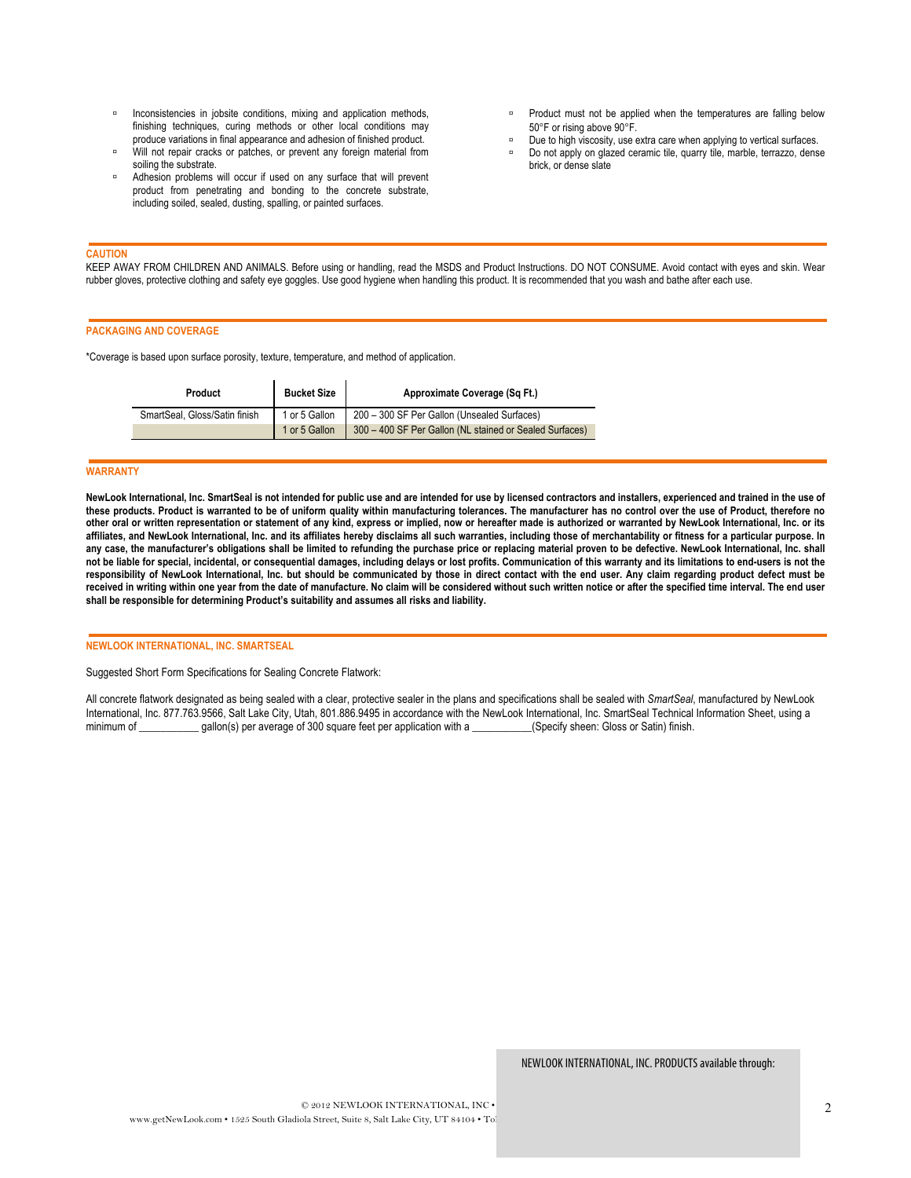- Inconsistencies in jobsite conditions, mixing and application methods, finishing techniques, curing methods or other local conditions may produce variations in final appearance and adhesion of finished product.
- Will not repair cracks or patches, or prevent any foreign material from soiling the substrate.
- Adhesion problems will occur if used on any surface that will prevent product from penetrating and bonding to the concrete substrate, including soiled, sealed, dusting, spalling, or painted surfaces.
- Product must not be applied when the temperatures are falling below 50°F or rising above 90°F.
- Due to high viscosity, use extra care when applying to vertical surfaces.
- Do not apply on glazed ceramic tile, quarry tile, marble, terrazzo, dense brick, or dense slate

## CAUTION

KEEP AWAY FROM CHILDREN AND ANIMALS. Before using or handling, read the MSDS and Product Instructions. DO NOT CONSUME. Avoid contact with eyes and skin. Wear rubber gloves, protective clothing and safety eye goggles. Use good hygiene when handling this product. It is recommended that you wash and bathe after each use.

## PACKAGING AND COVERAGE

*Coverage is based upon surface porosity, texture, temperature, and method of application.

| Product | Bucket Size | Approximate Coverage (Sq Ft.) |
|---|---|---|
| SmartSeal, Gloss/Satin finish | 1 or 5 Gallon | 200 – 300 SF Per Gallon (Unsealed Surfaces) |
| | 1 or 5 Gallon | 300 – 400 SF Per Gallon (NL stained or Sealed Surfaces) |

## WARRANTY

**NewLook International, Inc. SmartSeal is not intended for public use and are intended for use by licensed contractors and installers, experienced and trained in the use of these products. Product is warranted to be of uniform quality within manufacturing tolerances. The manufacturer has no control over the use of Product, therefore no other oral or written representation or statement of any kind, express or implied, now or hereafter made is authorized or warranted by NewLook International, Inc. or its affiliates, and NewLook International, Inc. and its affiliates hereby disclaims all such warranties, including those of merchantability or fitness for a particular purpose. In any case, the manufacturer's obligations shall be limited to refunding the purchase price or replacing material proven to be defective. NewLook International, Inc. shall not be liable for special, incidental, or consequential damages, including delays or lost profits. Communication of this warranty and its limitations to end-users is not the responsibility of NewLook International, Inc. but should be communicated by those in direct contact with the end user. Any claim regarding product defect must be received in writing within one year from the date of manufacture. No claim will be considered without such written notice or after the specified time interval. The end user shall be responsible for determining Product's suitability and assumes all risks and liability.**

## NEWLOOK INTERNATIONAL, INC. SMARTSEAL

Suggested Short Form Specifications for Sealing Concrete Flatwork:

All concrete flatwork designated as being sealed with a clear, protective sealer in the plans and specifications shall be sealed with *SmartSeal*, manufactured by NewLook International, Inc. 877.763.9566, Salt Lake City, Utah, 801.886.9495 in accordance with the NewLook International, Inc. SmartSeal Technical Information Sheet, using a minimum of ___________ gallon(s) per average of 300 square feet per application with a ___________(Specify sheen: Gloss or Satin) finish.

NEWLOOK INTERNATIONAL, INC. PRODUCTS available through:

© 2012 NEWLOOK INTERNATIONAL, INC •
www.getNewLook.com • 1525 South Gladiola Street, Suite 8, Salt Lake City, UT 84104 • To